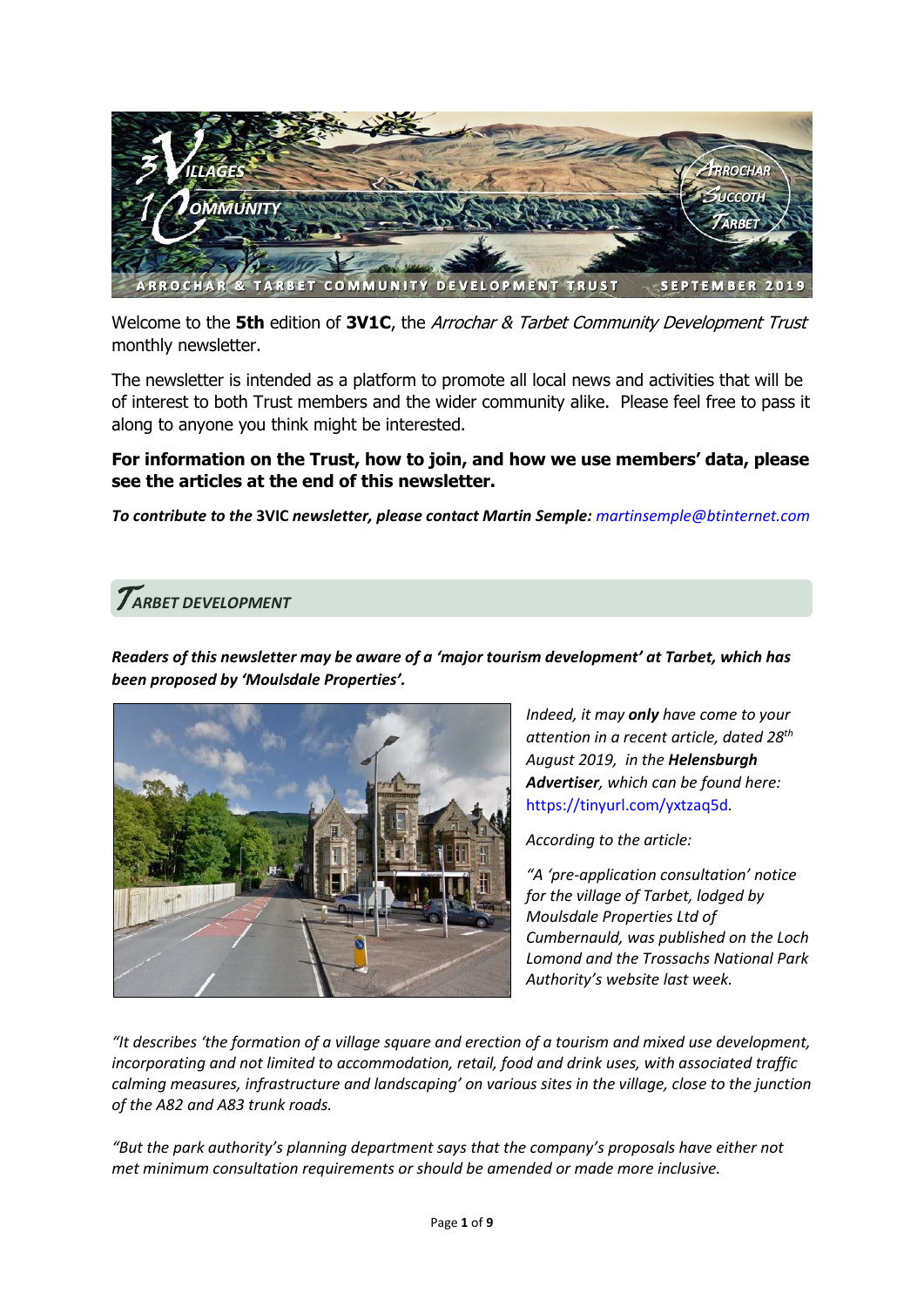Welcome to the **5th** edition of **3V1C**, the *Arrochar & Tarbet Community Development Trust* monthly newsletter.

The newsletter is intended as a platform to promote all local news and activities that will be of interest to both Trust members and the wider community alike. Please feel free to pass it along to anyone you think might be interested.

**For information on the Trust, how to join, and how we use members' data, please see the articles at the end of this newsletter.**

***To contribute to the* 3VIC *newsletter, please contact Martin Semple:*** *martinsemple@btinternet.com*

## TARBET DEVELOPMENT

***Readers of this newsletter may be aware of a 'major tourism development' at Tarbet, which has been proposed by 'Moulsdale Properties'.***

*Indeed, it may* ***only*** *have come to your attention in a recent article, dated 28th August 2019, in the* ***Helensburgh Advertiser****, which can be found here:* https://tinyurl.com/yxtzaq5d.

*According to the article:*

*"A 'pre-application consultation' notice for the village of Tarbet, lodged by Moulsdale Properties Ltd of Cumbernauld, was published on the Loch Lomond and the Trossachs National Park Authority's website last week.*

*"It describes 'the formation of a village square and erection of a tourism and mixed use development, incorporating and not limited to accommodation, retail, food and drink uses, with associated traffic calming measures, infrastructure and landscaping' on various sites in the village, close to the junction of the A82 and A83 trunk roads.*

*"But the park authority's planning department says that the company's proposals have either not met minimum consultation requirements or should be amended or made more inclusive.*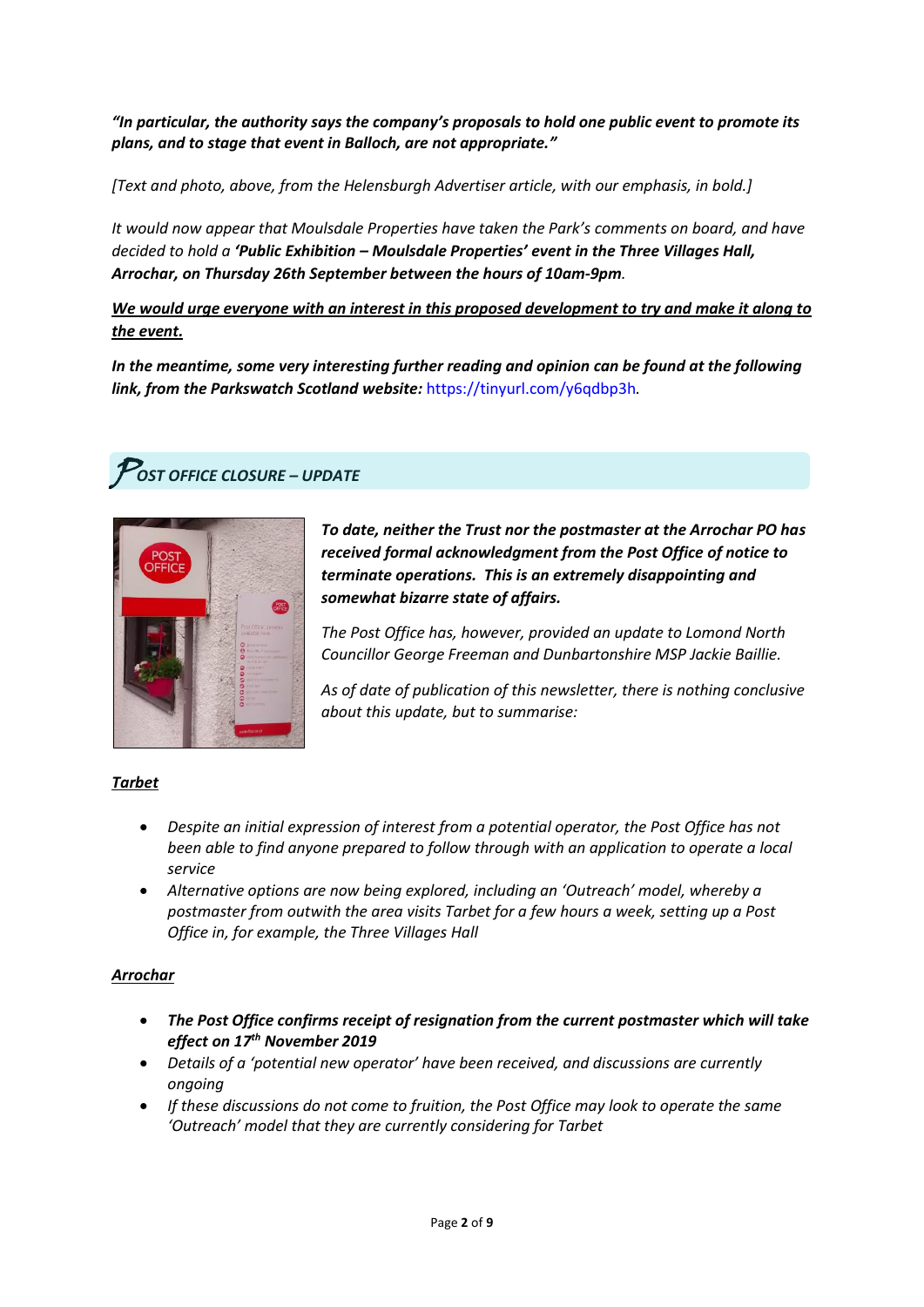***"In particular, the authority says the company's proposals to hold one public event to promote its plans, and to stage that event in Balloch, are not appropriate."***

*[Text and photo, above, from the Helensburgh Advertiser article, with our emphasis, in bold.]*

*It would now appear that Moulsdale Properties have taken the Park's comments on board, and have decided to hold a* ***'Public Exhibition – Moulsdale Properties' event in the Three Villages Hall, Arrochar, on Thursday 26th September between the hours of 10am-9pm****.*

***<u>We would urge everyone with an interest in this proposed development to try and make it along to the event.</u>***

***In the meantime, some very interesting further reading and opinion can be found at the following link, from the Parkswatch Scotland website:*** https://tinyurl.com/y6qdbp3h.

## *POST OFFICE CLOSURE – UPDATE*

***To date, neither the Trust nor the postmaster at the Arrochar PO has received formal acknowledgment from the Post Office of notice to terminate operations. This is an extremely disappointing and somewhat bizarre state of affairs.***

*The Post Office has, however, provided an update to Lomond North Councillor George Freeman and Dunbartonshire MSP Jackie Baillie.*

*As of date of publication of this newsletter, there is nothing conclusive about this update, but to summarise:*

***<u>Tarbet</u>***

- *Despite an initial expression of interest from a potential operator, the Post Office has not been able to find anyone prepared to follow through with an application to operate a local service*
- *Alternative options are now being explored, including an 'Outreach' model, whereby a postmaster from outwith the area visits Tarbet for a few hours a week, setting up a Post Office in, for example, the Three Villages Hall*

***<u>Arrochar</u>***

- ***The Post Office confirms receipt of resignation from the current postmaster which will take effect on 17th November 2019***
- *Details of a 'potential new operator' have been received, and discussions are currently ongoing*
- *If these discussions do not come to fruition, the Post Office may look to operate the same 'Outreach' model that they are currently considering for Tarbet*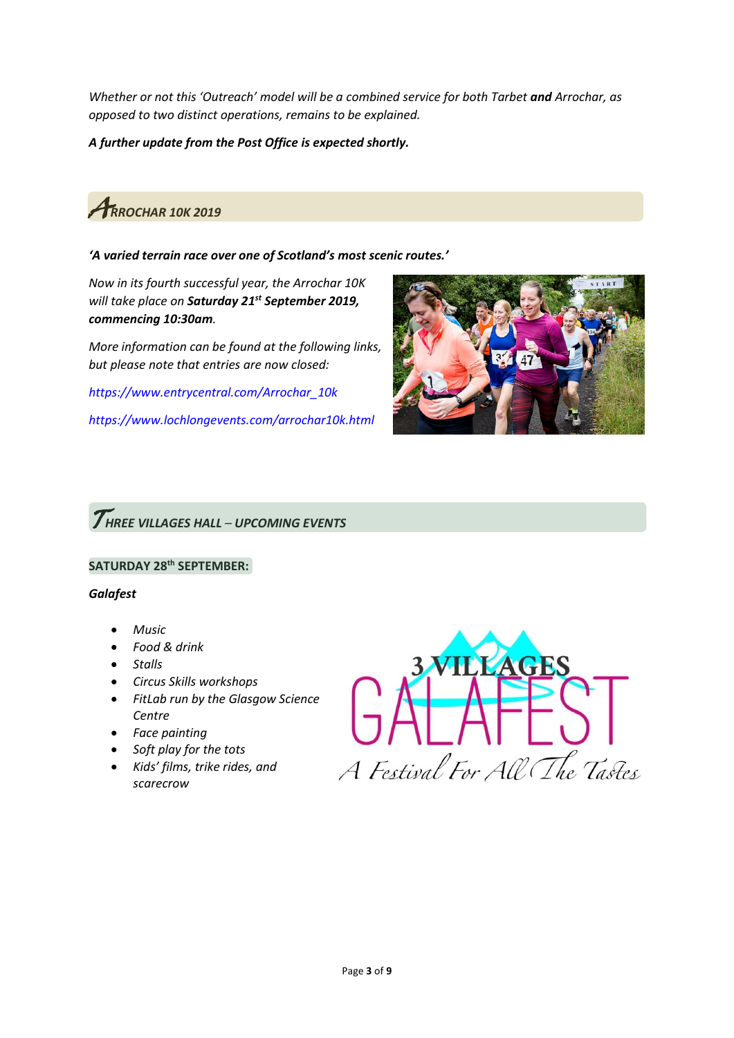*Whether or not this 'Outreach' model will be a combined service for both Tarbet **and** Arrochar, as opposed to two distinct operations, remains to be explained.*

***A further update from the Post Office is expected shortly.***

## *ARROCHAR 10K 2019*

***'A varied terrain race over one of Scotland's most scenic routes.'***

*Now in its fourth successful year, the Arrochar 10K will take place on **Saturday 21st September 2019, commencing 10:30am**.*

*More information can be found at the following links, but please note that entries are now closed:*

*https://www.entrycentral.com/Arrochar_10k*

*https://www.lochlongevents.com/arrochar10k.html*

## *THREE VILLAGES HALL – UPCOMING EVENTS*

**SATURDAY 28th SEPTEMBER:**

***Galafest***

- *Music*
- *Food & drink*
- *Stalls*
- *Circus Skills workshops*
- *FitLab run by the Glasgow Science Centre*
- *Face painting*
- *Soft play for the tots*
- *Kids' films, trike rides, and scarecrow*

3 VILLAGES GALAFEST

A Festival For All The Tastes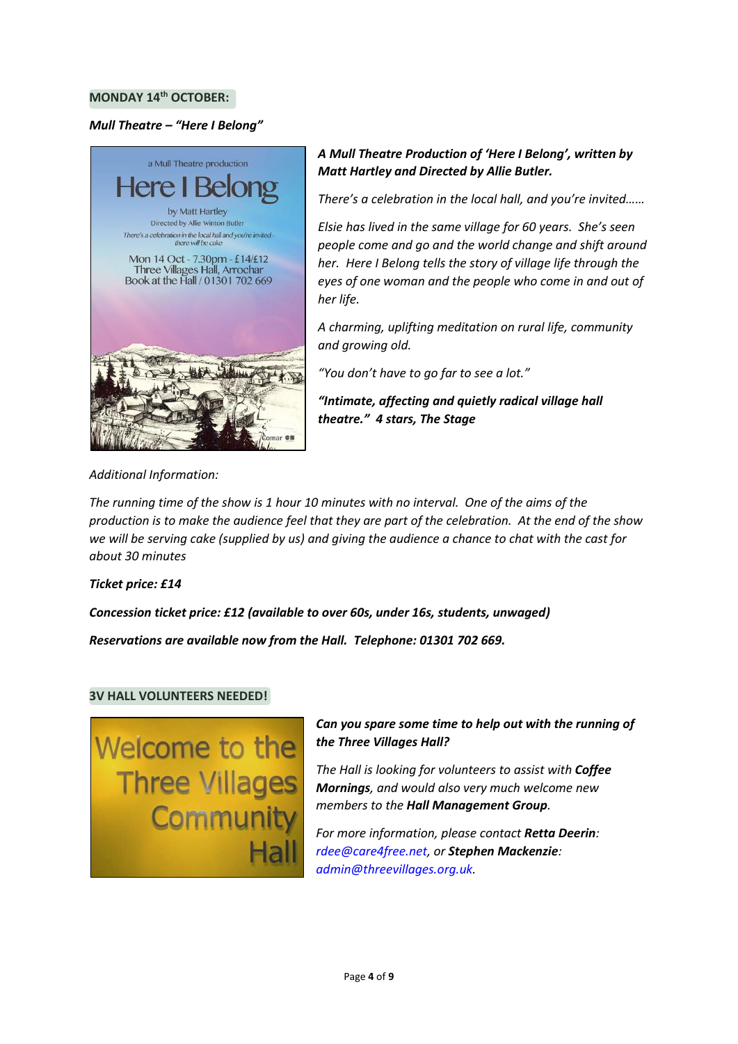## MONDAY 14th OCTOBER:

***Mull Theatre – "Here I Belong"***

***A Mull Theatre Production of 'Here I Belong', written by Matt Hartley and Directed by Allie Butler.***

*There's a celebration in the local hall, and you're invited……*

*Elsie has lived in the same village for 60 years. She's seen people come and go and the world change and shift around her. Here I Belong tells the story of village life through the eyes of one woman and the people who come in and out of her life.*

*A charming, uplifting meditation on rural life, community and growing old.*

*"You don't have to go far to see a lot."*

***"Intimate, affecting and quietly radical village hall theatre." 4 stars, The Stage***

*Additional Information:*

*The running time of the show is 1 hour 10 minutes with no interval. One of the aims of the production is to make the audience feel that they are part of the celebration. At the end of the show we will be serving cake (supplied by us) and giving the audience a chance to chat with the cast for about 30 minutes*

***Ticket price: £14***

***Concession ticket price: £12 (available to over 60s, under 16s, students, unwaged)***

***Reservations are available now from the Hall. Telephone: 01301 702 669.***

## 3V HALL VOLUNTEERS NEEDED!

***Can you spare some time to help out with the running of the Three Villages Hall?***

*The Hall is looking for volunteers to assist with **Coffee Mornings**, and would also very much welcome new members to the **Hall Management Group**.*

*For more information, please contact **Retta Deerin**: rdee@care4free.net, or **Stephen Mackenzie**: admin@threevillages.org.uk.*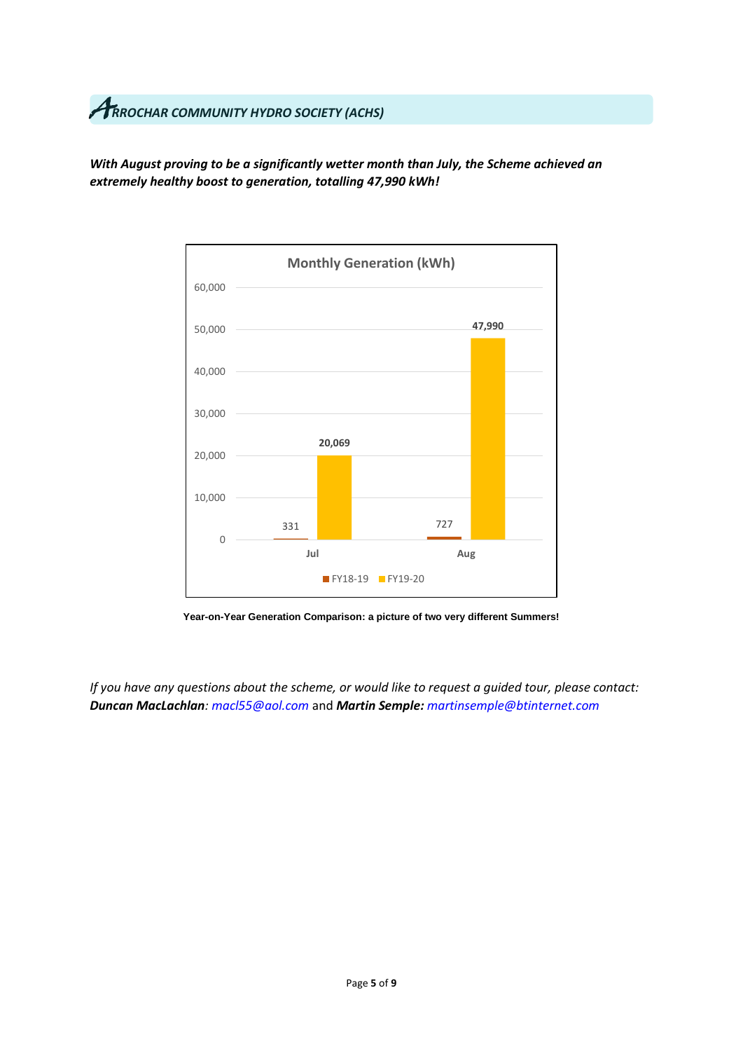## ARROCHAR COMMUNITY HYDRO SOCIETY (ACHS)

***With August proving to be a significantly wetter month than July, the Scheme achieved an extremely healthy boost to generation, totalling 47,990 kWh!***

**Monthly Generation (kWh)**

| Month | FY18-19 | FY19-20 |
| --- | --- | --- |
| Jul | 331 | 20,069 |
| Aug | 727 | 47,990 |

**Year-on-Year Generation Comparison: a picture of two very different Summers!**

*If you have any questions about the scheme, or would like to request a guided tour, please contact:* ***Duncan MacLachlan****: macl55@aol.com* and ***Martin Semple:*** *martinsemple@btinternet.com*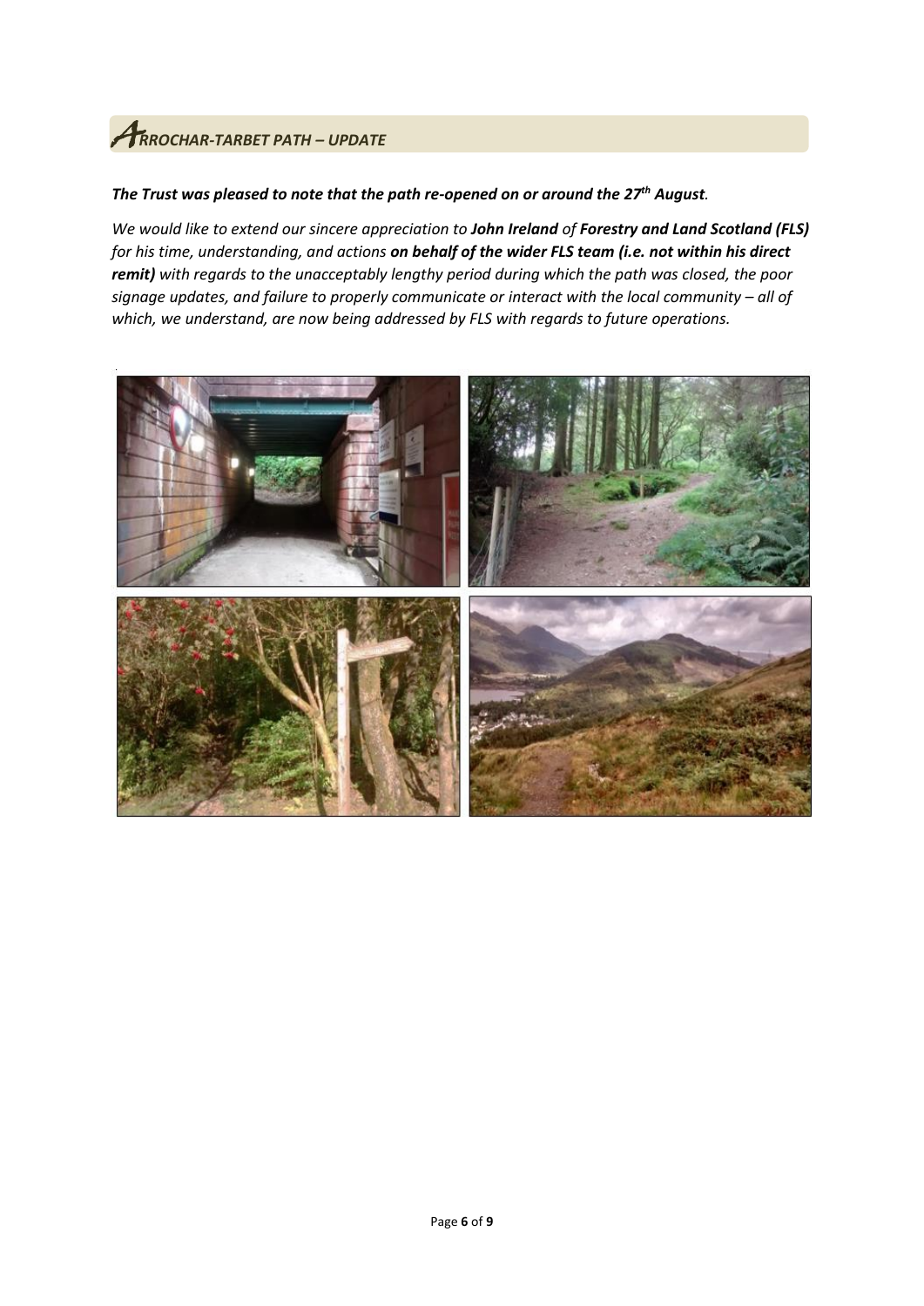## ARROCHAR-TARBET PATH – UPDATE

***The Trust was pleased to note that the path re-opened on or around the 27th August.***

*We would like to extend our sincere appreciation to **John Ireland** of **Forestry and Land Scotland (FLS)** for his time, understanding, and actions **on behalf of the wider FLS team (i.e. not within his direct remit)** with regards to the unacceptably lengthy period during which the path was closed, the poor signage updates, and failure to properly communicate or interact with the local community – all of which, we understand, are now being addressed by FLS with regards to future operations.*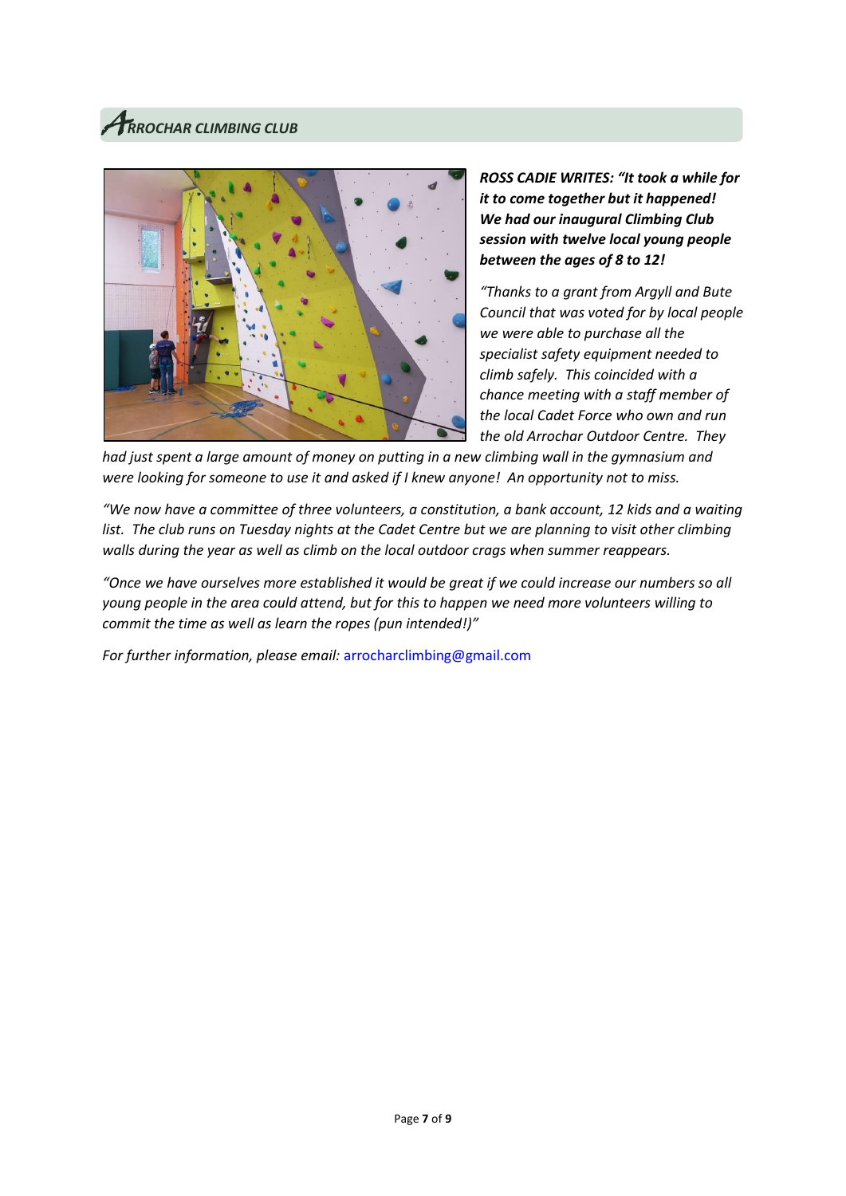## *ARROCHAR CLIMBING CLUB*

***ROSS CADIE WRITES: "It took a while for it to come together but it happened! We had our inaugural Climbing Club session with twelve local young people between the ages of 8 to 12!***

*"Thanks to a grant from Argyll and Bute Council that was voted for by local people we were able to purchase all the specialist safety equipment needed to climb safely. This coincided with a chance meeting with a staff member of the local Cadet Force who own and run the old Arrochar Outdoor Centre. They had just spent a large amount of money on putting in a new climbing wall in the gymnasium and were looking for someone to use it and asked if I knew anyone! An opportunity not to miss.*

*"We now have a committee of three volunteers, a constitution, a bank account, 12 kids and a waiting list. The club runs on Tuesday nights at the Cadet Centre but we are planning to visit other climbing walls during the year as well as climb on the local outdoor crags when summer reappears.*

*"Once we have ourselves more established it would be great if we could increase our numbers so all young people in the area could attend, but for this to happen we need more volunteers willing to commit the time as well as learn the ropes (pun intended!)"*

*For further information, please email:* arrocharclimbing@gmail.com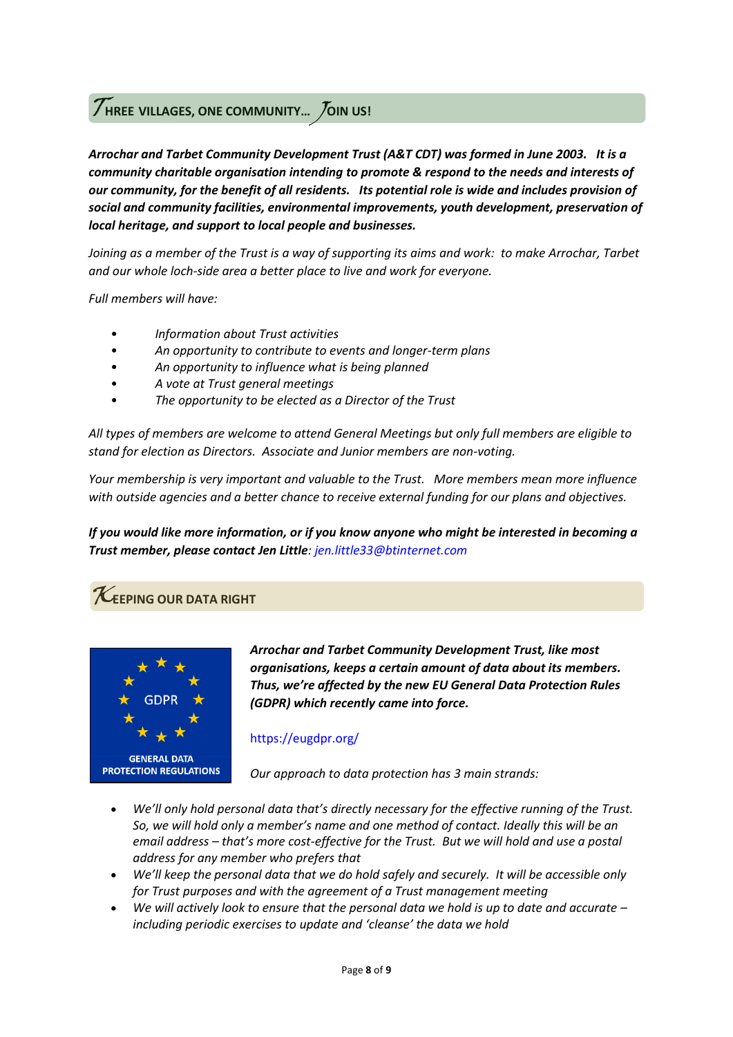## THREE VILLAGES, ONE COMMUNITY… JOIN US!

***Arrochar and Tarbet Community Development Trust (A&T CDT) was formed in June 2003. It is a community charitable organisation intending to promote & respond to the needs and interests of our community, for the benefit of all residents. Its potential role is wide and includes provision of social and community facilities, environmental improvements, youth development, preservation of local heritage, and support to local people and businesses.***

*Joining as a member of the Trust is a way of supporting its aims and work: to make Arrochar, Tarbet and our whole loch-side area a better place to live and work for everyone.*

*Full members will have:*

- *Information about Trust activities*
- *An opportunity to contribute to events and longer-term plans*
- *An opportunity to influence what is being planned*
- *A vote at Trust general meetings*
- *The opportunity to be elected as a Director of the Trust*

*All types of members are welcome to attend General Meetings but only full members are eligible to stand for election as Directors. Associate and Junior members are non-voting.*

*Your membership is very important and valuable to the Trust. More members mean more influence with outside agencies and a better chance to receive external funding for our plans and objectives.*

***If you would like more information, or if you know anyone who might be interested in becoming a Trust member, please contact Jen Little****: jen.little33@btinternet.com*

## KEEPING OUR DATA RIGHT

GDPR
GENERAL DATA PROTECTION REGULATIONS

***Arrochar and Tarbet Community Development Trust, like most organisations, keeps a certain amount of data about its members. Thus, we're affected by the new EU General Data Protection Rules (GDPR) which recently came into force.***

https://eugdpr.org/

*Our approach to data protection has 3 main strands:*

- *We'll only hold personal data that's directly necessary for the effective running of the Trust. So, we will hold only a member's name and one method of contact. Ideally this will be an email address – that's more cost-effective for the Trust. But we will hold and use a postal address for any member who prefers that*
- *We'll keep the personal data that we do hold safely and securely. It will be accessible only for Trust purposes and with the agreement of a Trust management meeting*
- *We will actively look to ensure that the personal data we hold is up to date and accurate – including periodic exercises to update and 'cleanse' the data we hold*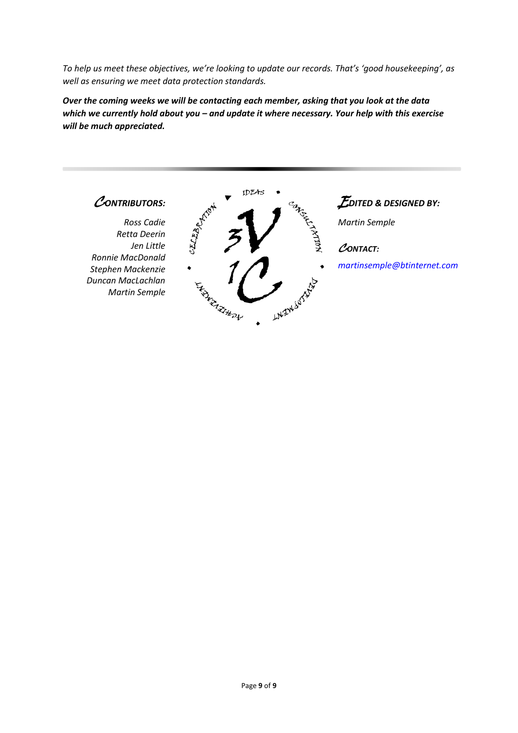*To help us meet these objectives, we're looking to update our records. That's 'good housekeeping', as well as ensuring we meet data protection standards.*

***Over the coming weeks we will be contacting each member, asking that you look at the data which we currently hold about you – and update it where necessary. Your help with this exercise will be much appreciated.***

---

***CONTRIBUTORS:***

*Ross Cadie*
*Retta Deerin*
*Jen Little*
*Ronnie MacDonald*
*Stephen Mackenzie*
*Duncan MacLachlan*
*Martin Semple*

***EDITED & DESIGNED BY:***

*Martin Semple*

***CONTACT:***

*martinsemple@btinternet.com*